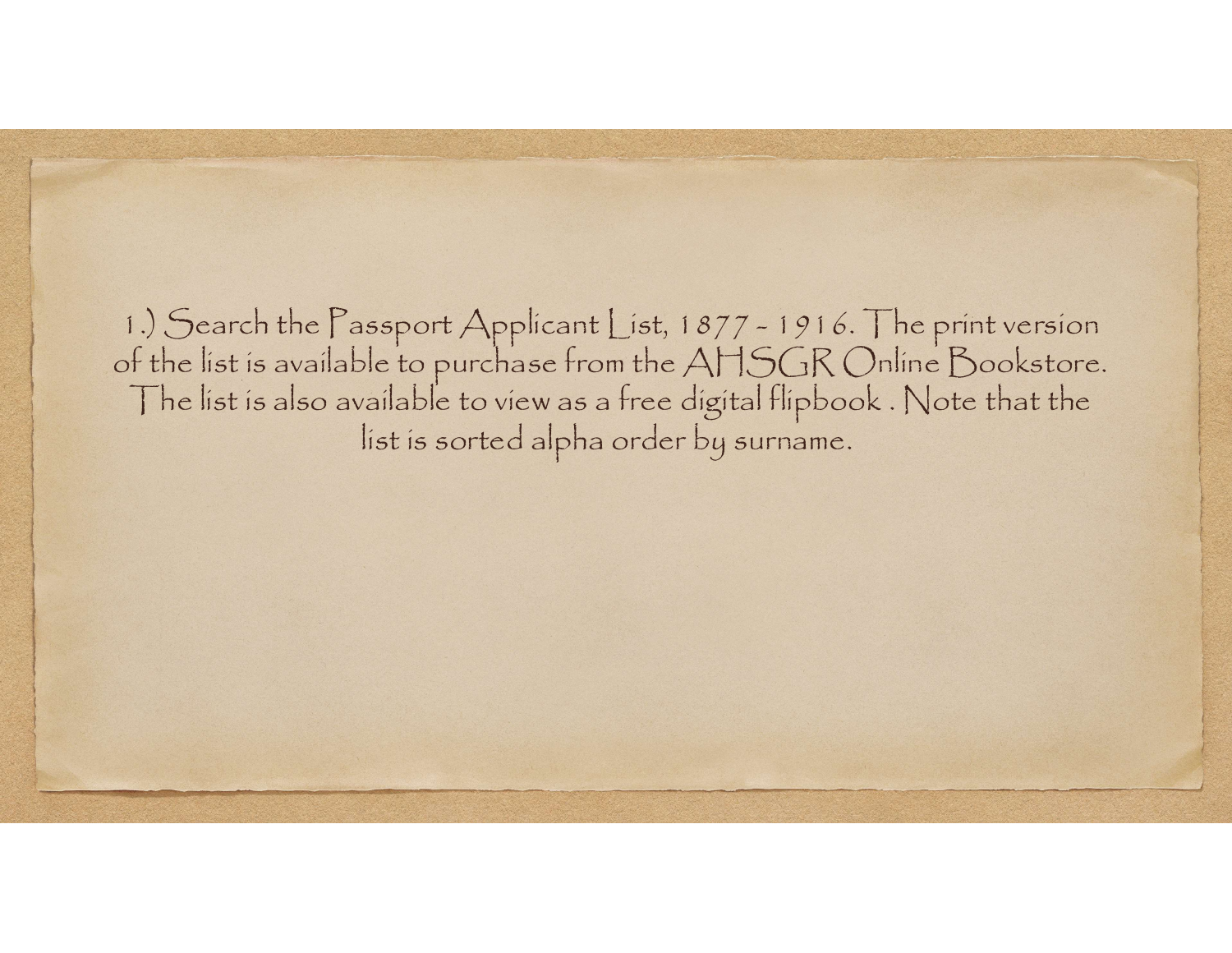1.) Search the Passport Applicant List, 1877 - 1916. The print version of the list is available to purchase from the AHSGR Online Bookstore. The list is also available to view as a free digital flipbook . Note that the list is sorted alpha order by surname.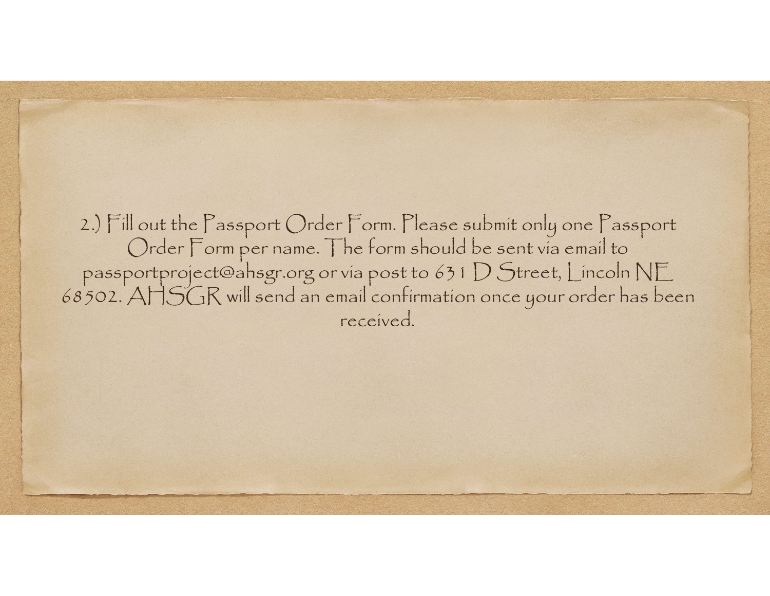2.) Fill out the Passport Order Form. Please submit only one Passport Order Form per name. The form should be sent via email to passportproject@ahsgr.org or via post to 631 D Street, Lincoln NE 68502. AHSGR will send an email confirmation once your order has been received.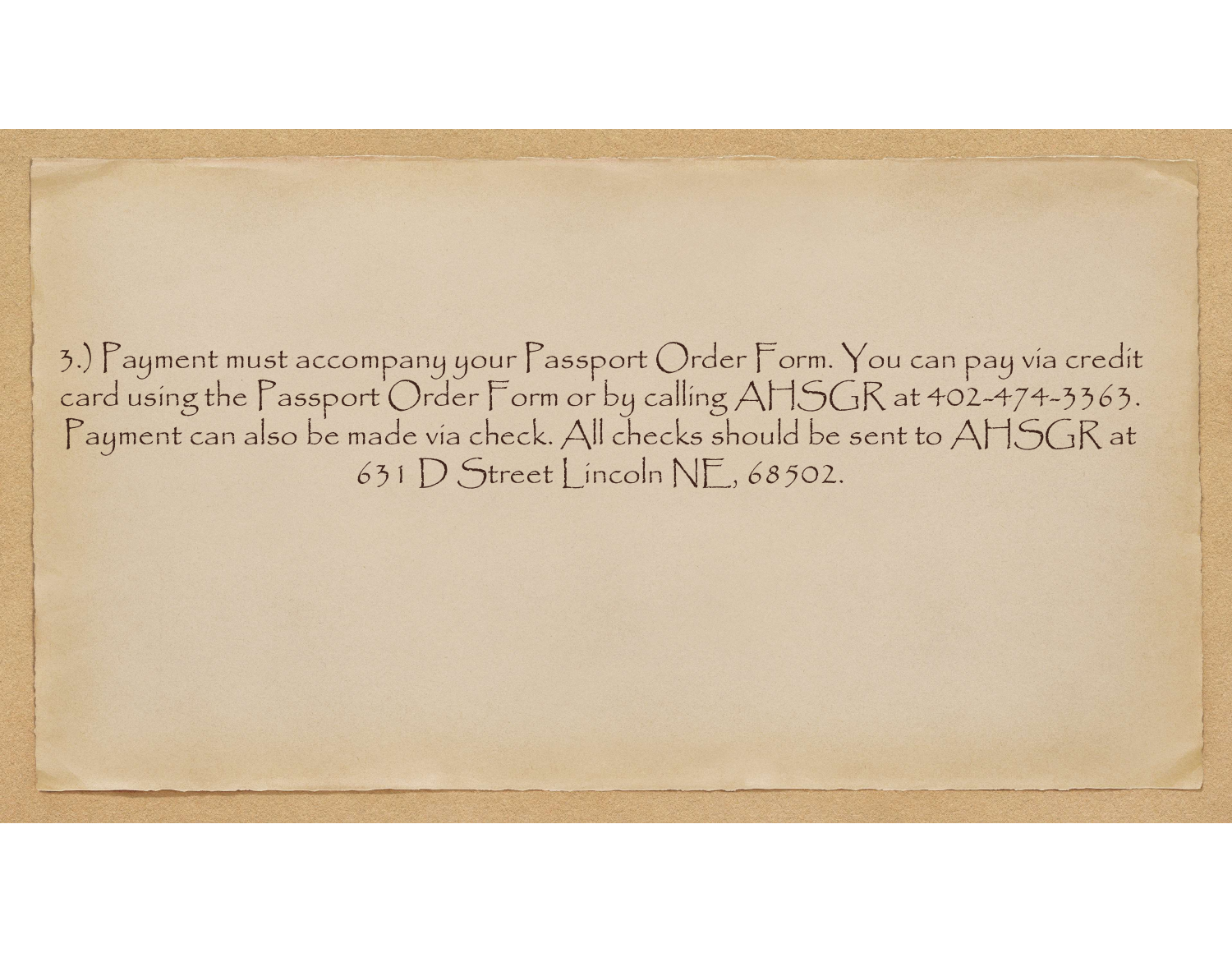3.) Payment must accompany your Passport Order Form. You can pay via credit card using the Passport Order Form or by calling AHSGR at 402-474-3363. Payment can also be made via check. All checks should be sent to AHSGR at 631 D Street Lincoln NE, 68502.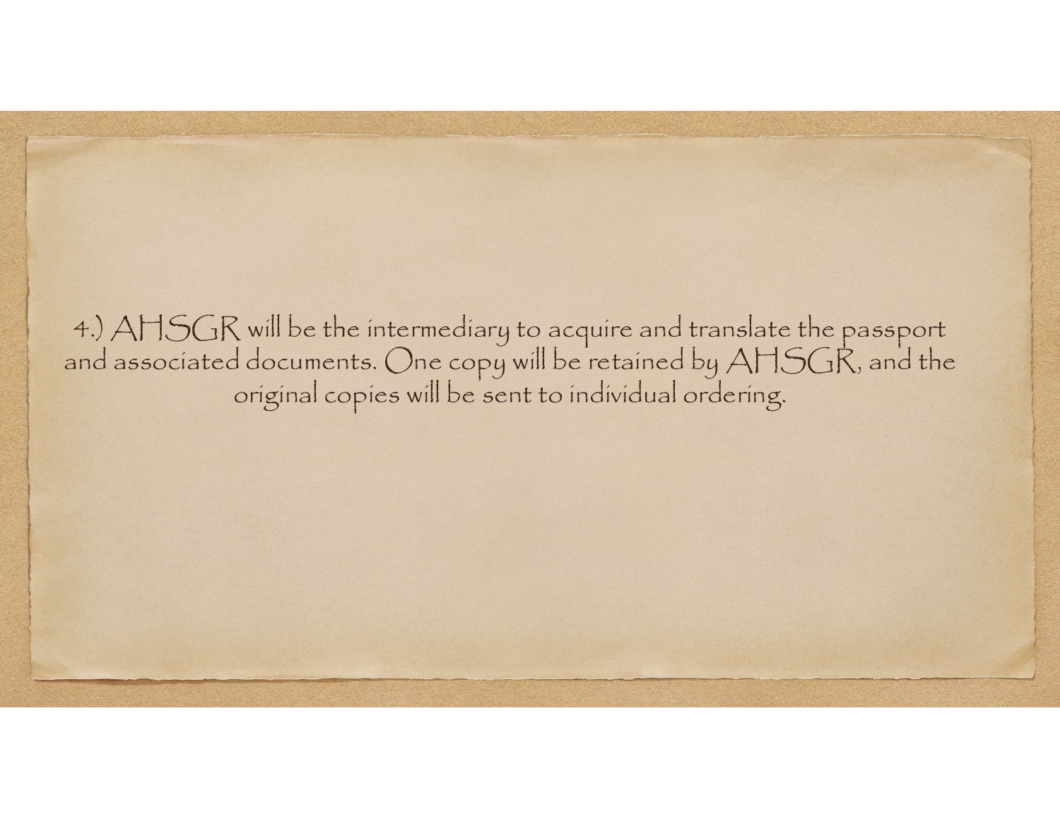4.) AHSGR will be the intermediary to acquire and translate the passport and associated documents. One copy will be retained by AHSGR, and the original copies will be sent to individual ordering.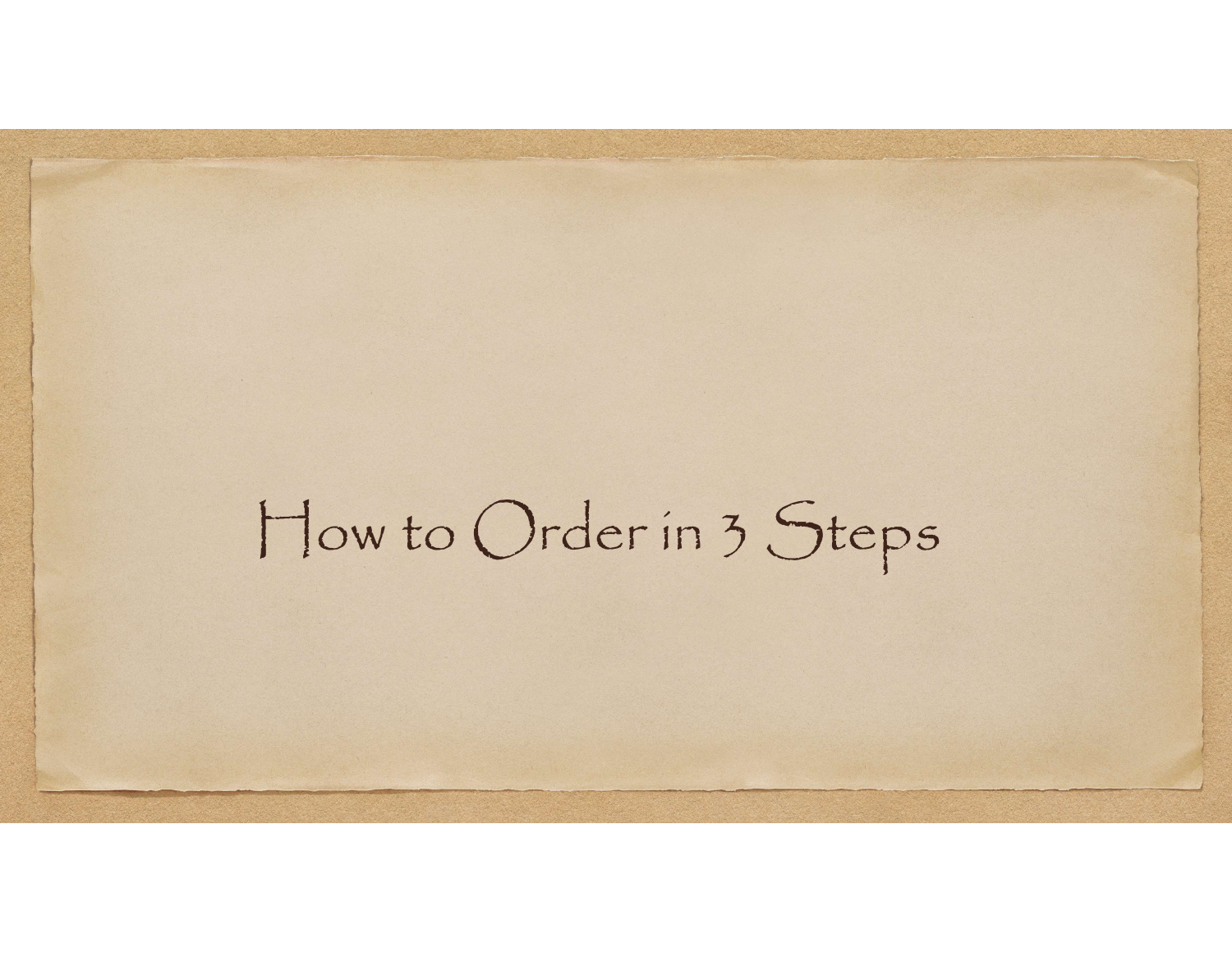# How to Order in 3 Steps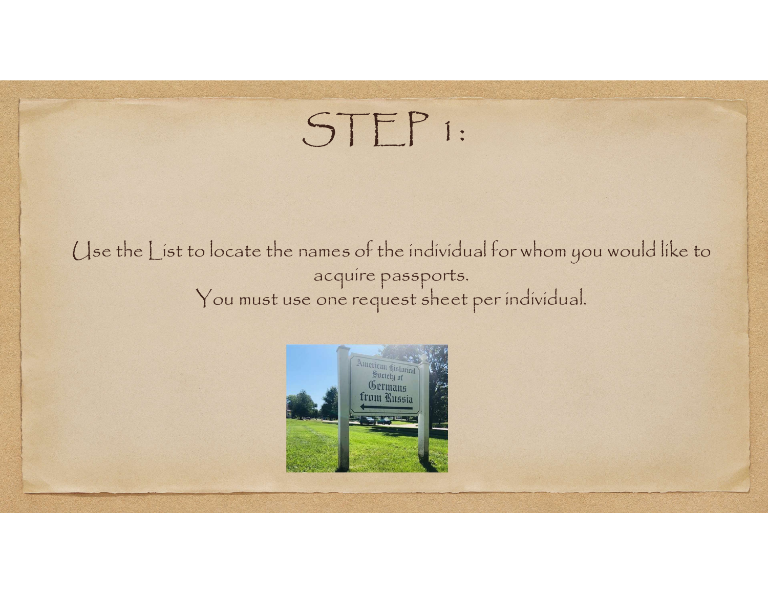# STEP 1:

Use the List to locate the names of the individual for whom you would like to acquire passports.
You must use one request sheet per individual.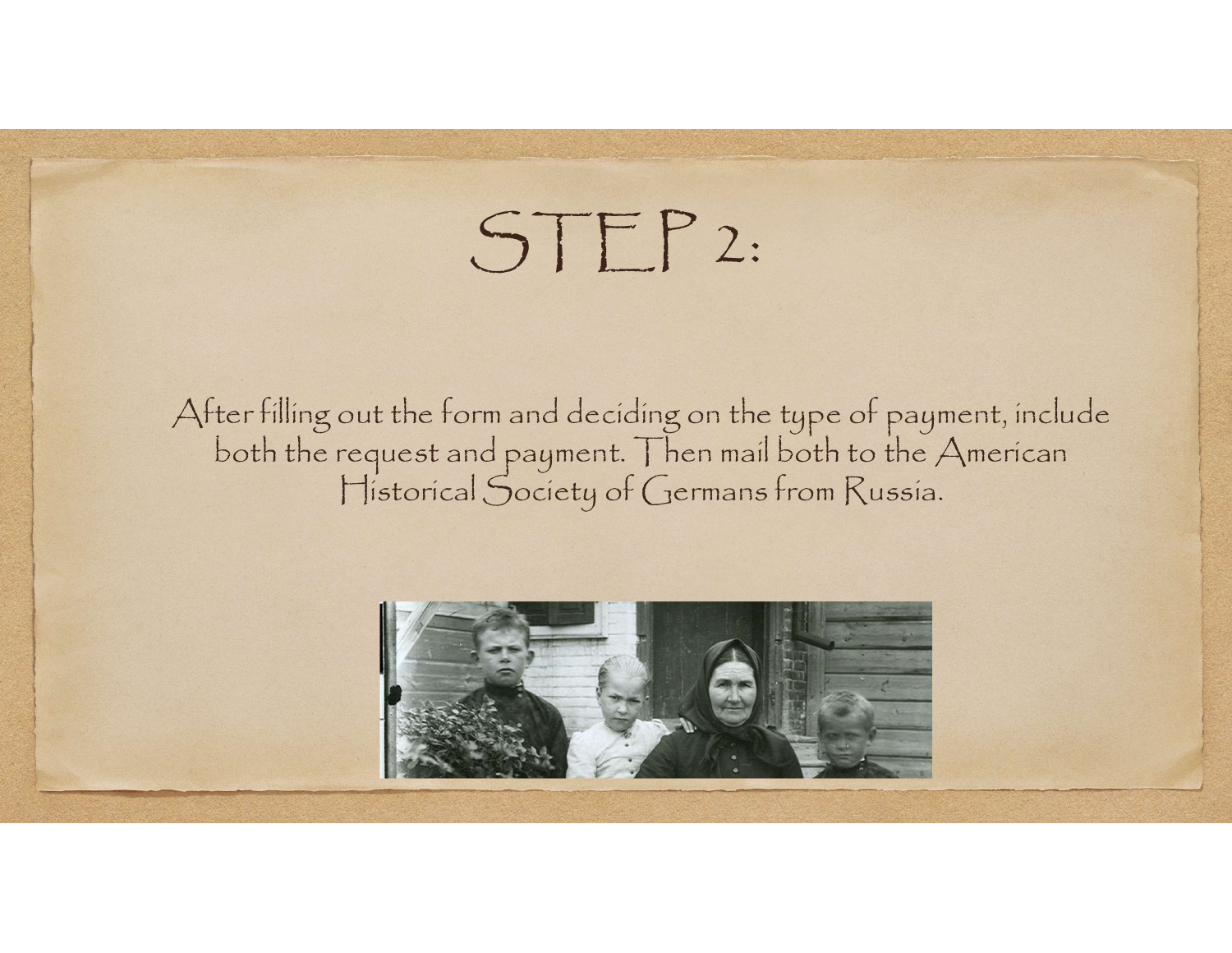# STEP 2:

After filling out the form and deciding on the type of payment, include both the request and payment. Then mail both to the American Historical Society of Germans from Russia.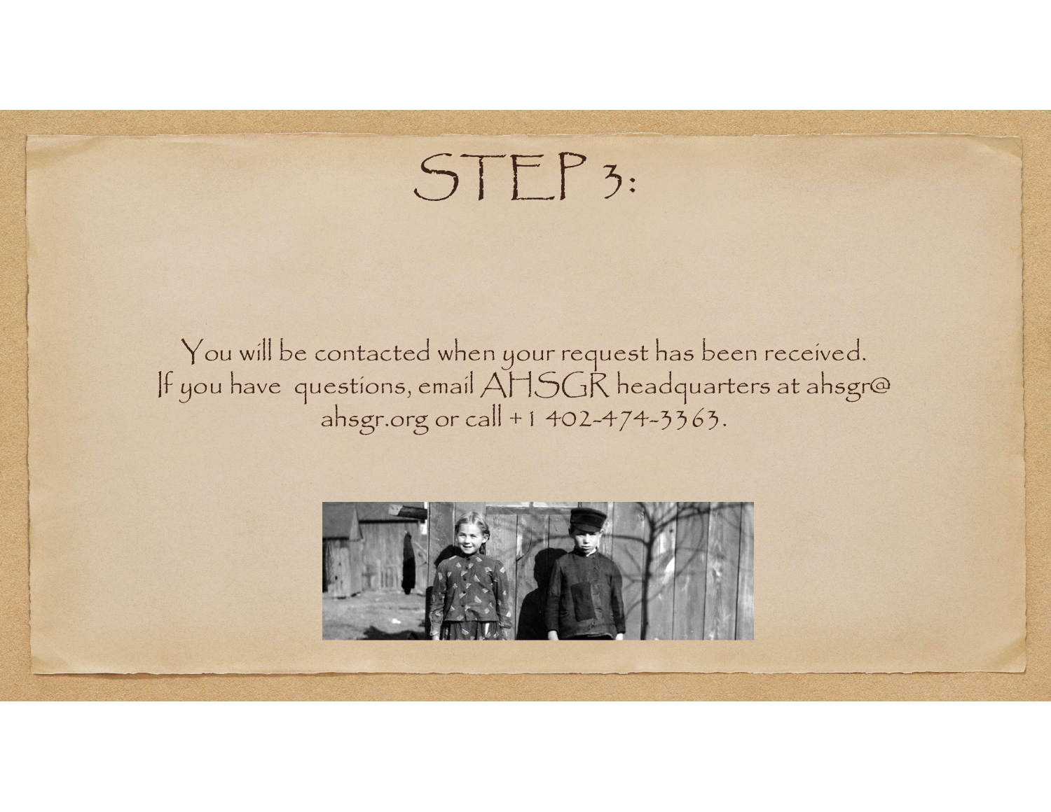# STEP 3:

You will be contacted when your request has been received.
If you have questions, email AHSGR headquarters at ahsgr@ahsgr.org or call +1 402-474-3363.